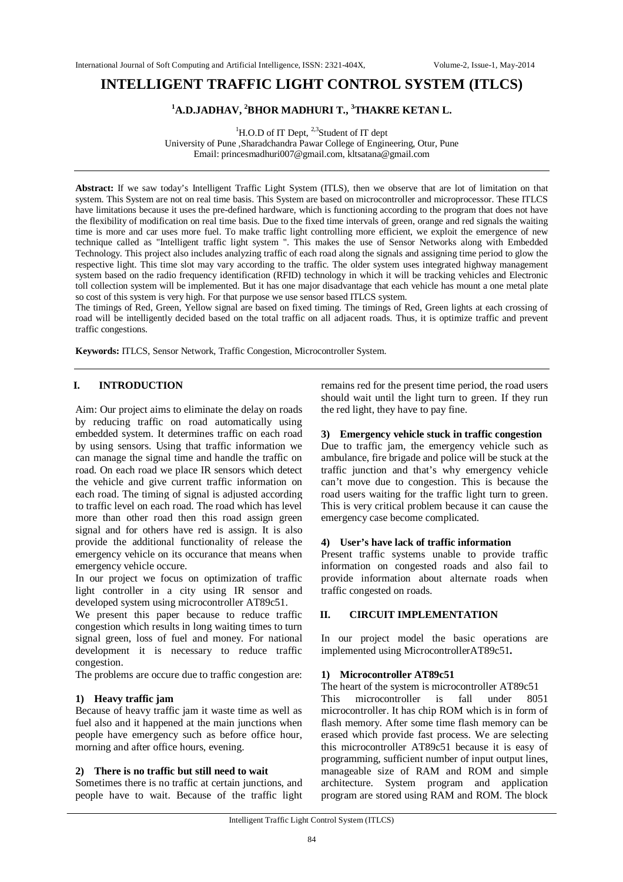# INTELLIGENT TRAFFIC LIGHT CONTROL SYSTEM (ITLCS)

**[1]A.D.JADHAV, [2]BHOR MADHURI T., [3]THAKRE KETAN L.**

[1]H.O.D of IT Dept, [2,3]Student of IT dept
University of Pune ,Sharadchandra Pawar College of Engineering, Otur, Pune
Email: princesmadhuri007@gmail.com, kltsatana@gmail.com

**Abstract:** If we saw today's Intelligent Traffic Light System (ITLS), then we observe that are lot of limitation on that system. This System are not on real time basis. This System are based on microcontroller and microprocessor. These ITLCS have limitations because it uses the pre-defined hardware, which is functioning according to the program that does not have the flexibility of modification on real time basis. Due to the fixed time intervals of green, orange and red signals the waiting time is more and car uses more fuel. To make traffic light controlling more efficient, we exploit the emergence of new technique called as "Intelligent traffic light system ". This makes the use of Sensor Networks along with Embedded Technology. This project also includes analyzing traffic of each road along the signals and assigning time period to glow the respective light. This time slot may vary according to the traffic. The older system uses integrated highway management system based on the radio frequency identification (RFID) technology in which it will be tracking vehicles and Electronic toll collection system will be implemented. But it has one major disadvantage that each vehicle has mount a one metal plate so cost of this system is very high. For that purpose we use sensor based ITLCS system.
The timings of Red, Green, Yellow signal are based on fixed timing. The timings of Red, Green lights at each crossing of road will be intelligently decided based on the total traffic on all adjacent roads. Thus, it is optimize traffic and prevent traffic congestions.

**Keywords:** ITLCS, Sensor Network, Traffic Congestion, Microcontroller System.

## I. INTRODUCTION

Aim: Our project aims to eliminate the delay on roads by reducing traffic on road automatically using embedded system. It determines traffic on each road by using sensors. Using that traffic information we can manage the signal time and handle the traffic on road. On each road we place IR sensors which detect the vehicle and give current traffic information on each road. The timing of signal is adjusted according to traffic level on each road. The road which has level more than other road then this road assign green signal and for others have red is assign. It is also provide the additional functionality of release the emergency vehicle on its occurance that means when emergency vehicle occure.

In our project we focus on optimization of traffic light controller in a city using IR sensor and developed system using microcontroller AT89c51.

We present this paper because to reduce traffic congestion which results in long waiting times to turn signal green, loss of fuel and money. For national development it is necessary to reduce traffic congestion.

The problems are occure due to traffic congestion are:

### 1) Heavy traffic jam

Because of heavy traffic jam it waste time as well as fuel also and it happened at the main junctions when people have emergency such as before office hour, morning and after office hours, evening.

### 2) There is no traffic but still need to wait

Sometimes there is no traffic at certain junctions, and people have to wait. Because of the traffic light remains red for the present time period, the road users should wait until the light turn to green. If they run the red light, they have to pay fine.

### 3) Emergency vehicle stuck in traffic congestion

Due to traffic jam, the emergency vehicle such as ambulance, fire brigade and police will be stuck at the traffic junction and that's why emergency vehicle can't move due to congestion. This is because the road users waiting for the traffic light turn to green. This is very critical problem because it can cause the emergency case become complicated.

### 4) User's have lack of traffic information

Present traffic systems unable to provide traffic information on congested roads and also fail to provide information about alternate roads when traffic congested on roads.

## II. CIRCUIT IMPLEMENTATION

In our project model the basic operations are implemented using MicrocontrollerAT89c51**.**

### 1) Microcontroller AT89c51

The heart of the system is microcontroller AT89c51
This microcontroller is fall under 8051 microcontroller. It has chip ROM which is in form of flash memory. After some time flash memory can be erased which provide fast process. We are selecting this microcontroller AT89c51 because it is easy of programming, sufficient number of input output lines, manageable size of RAM and ROM and simple architecture. System program and application program are stored using RAM and ROM. The block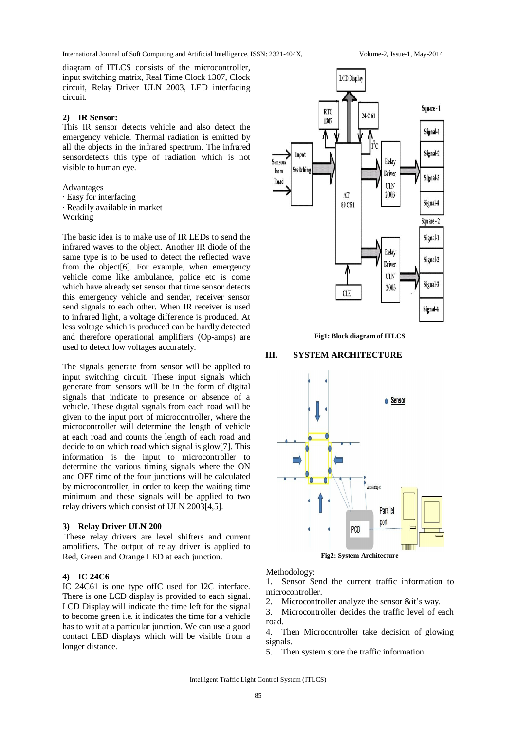diagram of ITLCS consists of the microcontroller, input switching matrix, Real Time Clock 1307, Clock circuit, Relay Driver ULN 2003, LED interfacing circuit.

### 2) IR Sensor:

This IR sensor detects vehicle and also detect the emergency vehicle. Thermal radiation is emitted by all the objects in the infrared spectrum. The infrared sensordetects this type of radiation which is not visible to human eye.

Advantages

- Easy for interfacing
- Readily available in market

Working

The basic idea is to make use of IR LEDs to send the infrared waves to the object. Another IR diode of the same type is to be used to detect the reflected wave from the object[6]. For example, when emergency vehicle come like ambulance, police etc is come which have already set sensor that time sensor detects this emergency vehicle and sender, receiver sensor send signals to each other. When IR receiver is used to infrared light, a voltage difference is produced. At less voltage which is produced can be hardly detected and therefore operational amplifiers (Op-amps) are used to detect low voltages accurately.

The signals generate from sensor will be applied to input switching circuit. These input signals which generate from sensors will be in the form of digital signals that indicate to presence or absence of a vehicle. These digital signals from each road will be given to the input port of microcontroller, where the microcontroller will determine the length of vehicle at each road and counts the length of each road and decide to on which road which signal is glow[7]. This information is the input to microcontroller to determine the various timing signals where the ON and OFF time of the four junctions will be calculated by microcontroller, in order to keep the waiting time minimum and these signals will be applied to two relay drivers which consist of ULN 2003[4,5].

### 3) Relay Driver ULN 200

These relay drivers are level shifters and current amplifiers. The output of relay driver is applied to Red, Green and Orange LED at each junction.

### 4) IC 24C6

IC 24C61 is one type ofIC used for I2C interface. There is one LCD display is provided to each signal. LCD Display will indicate the time left for the signal to become green i.e. it indicates the time for a vehicle has to wait at a particular junction. We can use a good contact LED displays which will be visible from a longer distance.

**Fig1: Block diagram of ITLCS**

## III. SYSTEM ARCHITECTURE

**Fig2: System Architecture**

Methodology:

1. Sensor Send the current traffic information to microcontroller.
2. Microcontroller analyze the sensor &it's way.
3. Microcontroller decides the traffic level of each road.
4. Then Microcontroller take decision of glowing signals.
5. Then system store the traffic information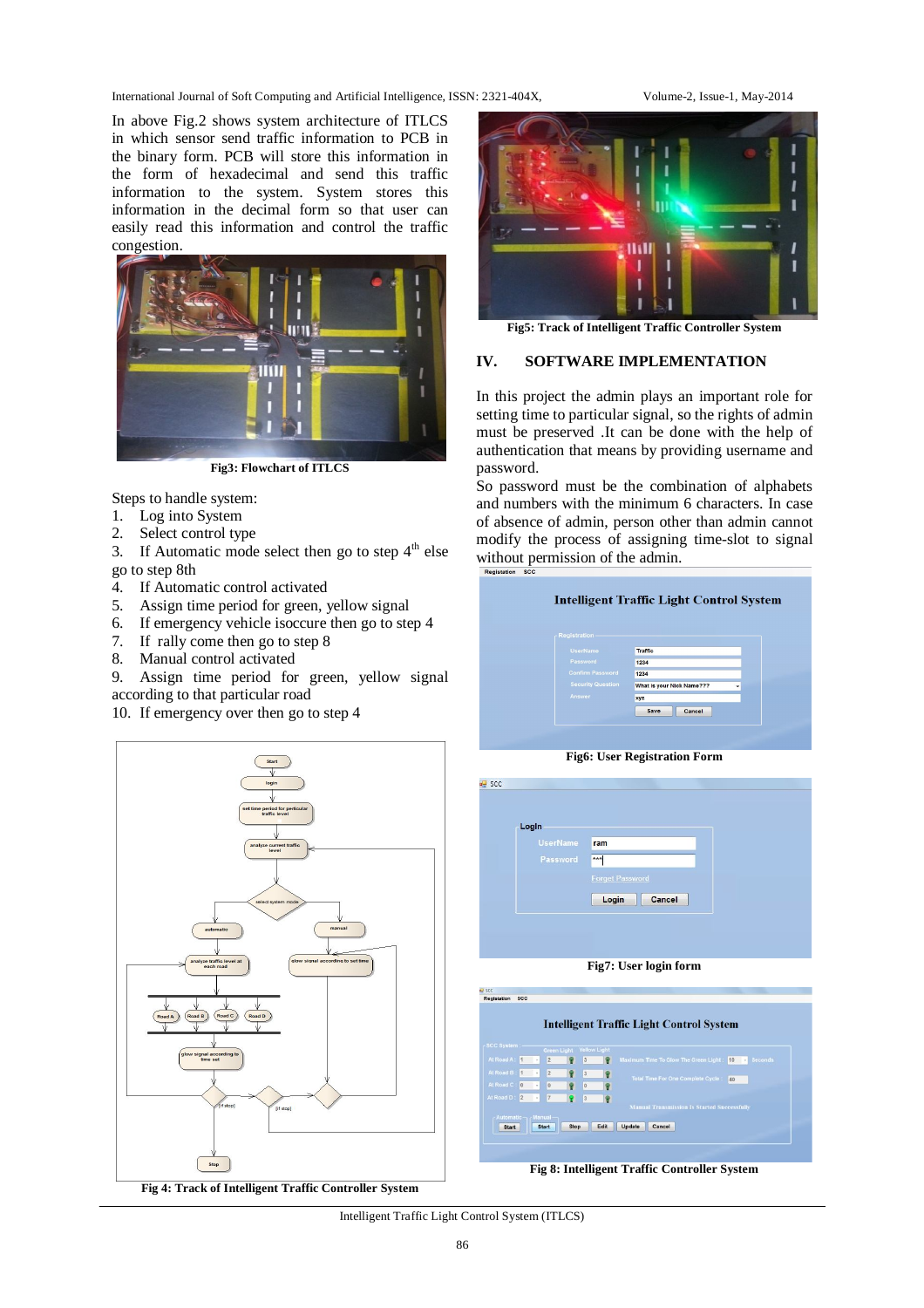In above Fig.2 shows system architecture of ITLCS in which sensor send traffic information to PCB in the binary form. PCB will store this information in the form of hexadecimal and send this traffic information to the system. System stores this information in the decimal form so that user can easily read this information and control the traffic congestion.

**Fig3: Flowchart of ITLCS**

Steps to handle system:

1. Log into System
2. Select control type
3. If Automatic mode select then go to step 4th else go to step 8th
4. If Automatic control activated
5. Assign time period for green, yellow signal
6. If emergency vehicle isoccure then go to step 4
7. If rally come then go to step 8
8. Manual control activated
9. Assign time period for green, yellow signal according to that particular road
10. If emergency over then go to step 4

**Fig 4: Track of Intelligent Traffic Controller System**

**Fig5: Track of Intelligent Traffic Controller System**

## IV. SOFTWARE IMPLEMENTATION

In this project the admin plays an important role for setting time to particular signal, so the rights of admin must be preserved .It can be done with the help of authentication that means by providing username and password.

So password must be the combination of alphabets and numbers with the minimum 6 characters. In case of absence of admin, person other than admin cannot modify the process of assigning time-slot to signal without permission of the admin.

**Fig6: User Registration Form**

**Fig7: User login form**

**Fig 8: Intelligent Traffic Controller System**

Intelligent Traffic Light Control System (ITLCS)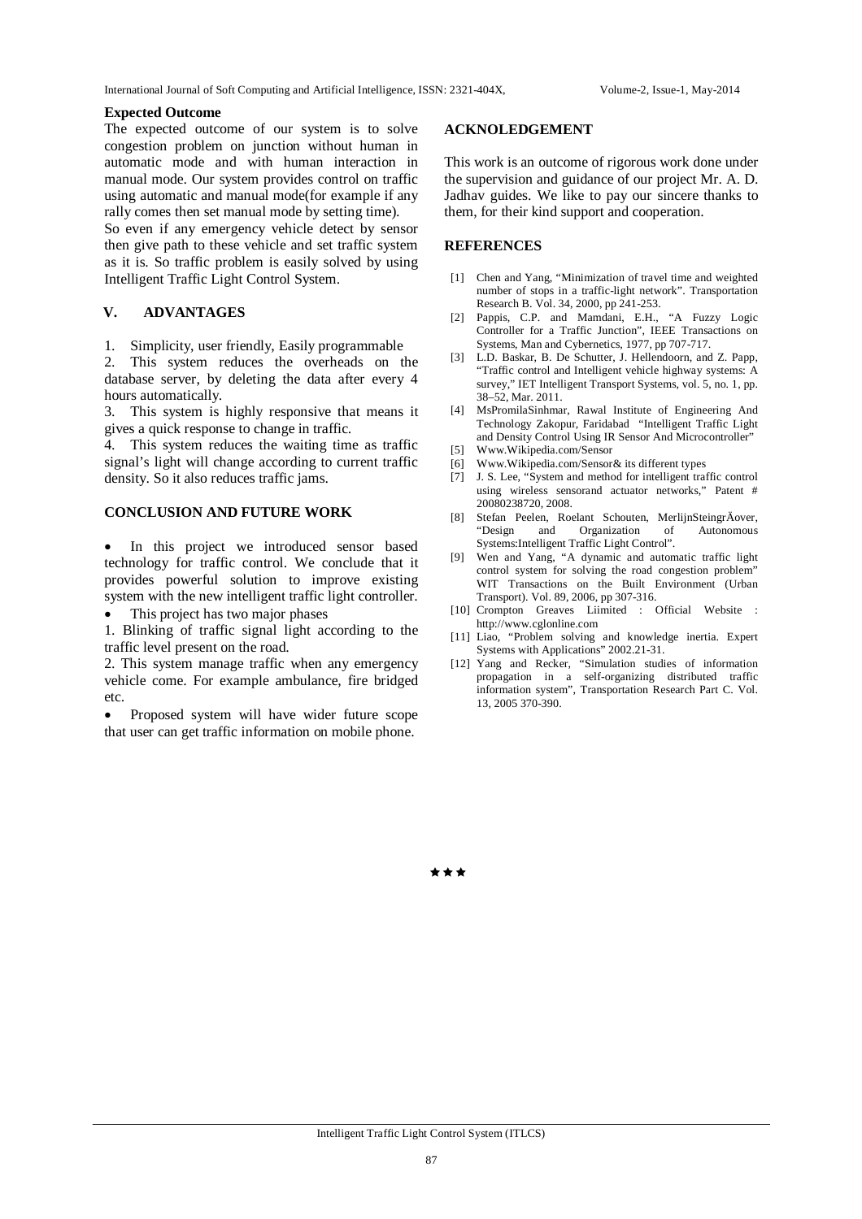**Expected Outcome**

The expected outcome of our system is to solve congestion problem on junction without human in automatic mode and with human interaction in manual mode. Our system provides control on traffic using automatic and manual mode(for example if any rally comes then set manual mode by setting time).

So even if any emergency vehicle detect by sensor then give path to these vehicle and set traffic system as it is. So traffic problem is easily solved by using Intelligent Traffic Light Control System.

## V. ADVANTAGES

1. Simplicity, user friendly, Easily programmable
2. This system reduces the overheads on the database server, by deleting the data after every 4 hours automatically.
3. This system is highly responsive that means it gives a quick response to change in traffic.
4. This system reduces the waiting time as traffic signal's light will change according to current traffic density. So it also reduces traffic jams.

## CONCLUSION AND FUTURE WORK

- In this project we introduced sensor based technology for traffic control. We conclude that it provides powerful solution to improve existing system with the new intelligent traffic light controller.
- This project has two major phases

1. Blinking of traffic signal light according to the traffic level present on the road.
2. This system manage traffic when any emergency vehicle come. For example ambulance, fire bridged etc.

- Proposed system will have wider future scope that user can get traffic information on mobile phone.

## ACKNOLEDGEMENT

This work is an outcome of rigorous work done under the supervision and guidance of our project Mr. A. D. Jadhav guides. We like to pay our sincere thanks to them, for their kind support and cooperation.

## REFERENCES

[1] Chen and Yang, "Minimization of travel time and weighted number of stops in a traffic-light network". Transportation Research B. Vol. 34, 2000, pp 241-253.

[2] Pappis, C.P. and Mamdani, E.H., "A Fuzzy Logic Controller for a Traffic Junction", IEEE Transactions on Systems, Man and Cybernetics, 1977, pp 707-717.

[3] L.D. Baskar, B. De Schutter, J. Hellendoorn, and Z. Papp, "Traffic control and Intelligent vehicle highway systems: A survey," IET Intelligent Transport Systems, vol. 5, no. 1, pp. 38–52, Mar. 2011.

[4] MsPromilaSinhmar, Rawal Institute of Engineering And Technology Zakopur, Faridabad "Intelligent Traffic Light and Density Control Using IR Sensor And Microcontroller"

[5] Www.Wikipedia.com/Sensor

[6] Www.Wikipedia.com/Sensor& its different types

[7] J. S. Lee, "System and method for intelligent traffic control using wireless sensorand actuator networks," Patent # 20080238720, 2008.

[8] Stefan Peelen, Roelant Schouten, MerlijnSteingrÄover, "Design and Organization of Autonomous Systems:Intelligent Traffic Light Control".

[9] Wen and Yang, "A dynamic and automatic traffic light control system for solving the road congestion problem" WIT Transactions on the Built Environment (Urban Transport). Vol. 89, 2006, pp 307-316.

[10] Crompton Greaves Liimited : Official Website : http://www.cglonline.com

[11] Liao, "Problem solving and knowledge inertia. Expert Systems with Applications" 2002.21-31.

[12] Yang and Recker, "Simulation studies of information propagation in a self-organizing distributed traffic information system", Transportation Research Part C. Vol. 13, 2005 370-390.

★★★